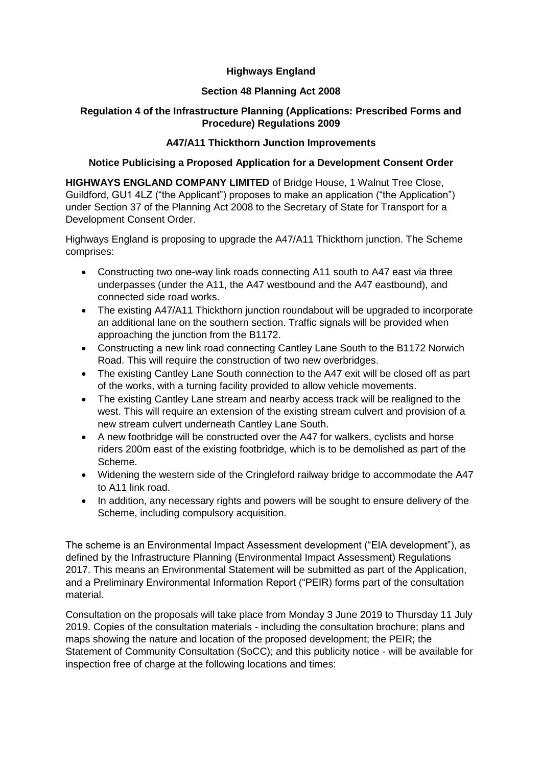**Highways England**

**Section 48 Planning Act 2008**

**Regulation 4 of the Infrastructure Planning (Applications: Prescribed Forms and Procedure) Regulations 2009**

**A47/A11 Thickthorn Junction Improvements**

**Notice Publicising a Proposed Application for a Development Consent Order**

**HIGHWAYS ENGLAND COMPANY LIMITED** of Bridge House, 1 Walnut Tree Close, Guildford, GU1 4LZ ("the Applicant") proposes to make an application ("the Application") under Section 37 of the Planning Act 2008 to the Secretary of State for Transport for a Development Consent Order.

Highways England is proposing to upgrade the A47/A11 Thickthorn junction. The Scheme comprises:

- Constructing two one-way link roads connecting A11 south to A47 east via three underpasses (under the A11, the A47 westbound and the A47 eastbound), and connected side road works.
- The existing A47/A11 Thickthorn junction roundabout will be upgraded to incorporate an additional lane on the southern section. Traffic signals will be provided when approaching the junction from the B1172.
- Constructing a new link road connecting Cantley Lane South to the B1172 Norwich Road. This will require the construction of two new overbridges.
- The existing Cantley Lane South connection to the A47 exit will be closed off as part of the works, with a turning facility provided to allow vehicle movements.
- The existing Cantley Lane stream and nearby access track will be realigned to the west. This will require an extension of the existing stream culvert and provision of a new stream culvert underneath Cantley Lane South.
- A new footbridge will be constructed over the A47 for walkers, cyclists and horse riders 200m east of the existing footbridge, which is to be demolished as part of the Scheme.
- Widening the western side of the Cringleford railway bridge to accommodate the A47 to A11 link road.
- In addition, any necessary rights and powers will be sought to ensure delivery of the Scheme, including compulsory acquisition.

The scheme is an Environmental Impact Assessment development ("EIA development"), as defined by the Infrastructure Planning (Environmental Impact Assessment) Regulations 2017. This means an Environmental Statement will be submitted as part of the Application, and a Preliminary Environmental Information Report ("PEIR) forms part of the consultation material.

Consultation on the proposals will take place from Monday 3 June 2019 to Thursday 11 July 2019. Copies of the consultation materials - including the consultation brochure; plans and maps showing the nature and location of the proposed development; the PEIR; the Statement of Community Consultation (SoCC); and this publicity notice - will be available for inspection free of charge at the following locations and times: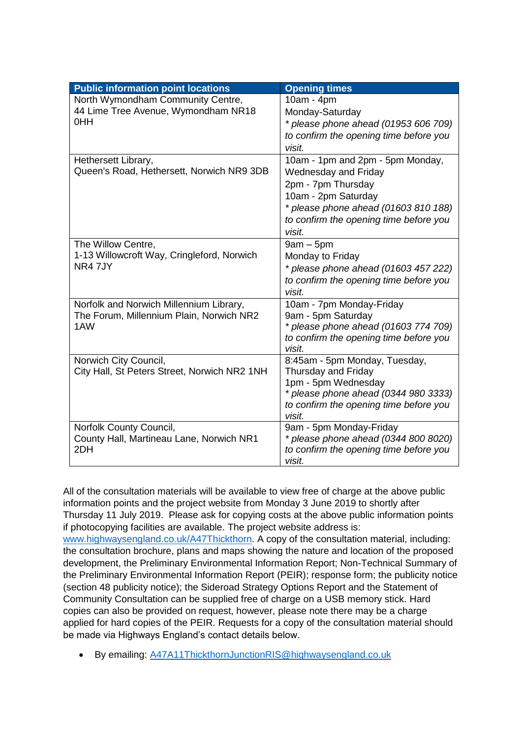| Public information point locations | Opening times |
| --- | --- |
| North Wymondham Community Centre, 44 Lime Tree Avenue, Wymondham NR18 0HH | 10am - 4pm Monday-Saturday *\* please phone ahead (01953 606 709) to confirm the opening time before you visit.* |
| Hethersett Library, Queen's Road, Hethersett, Norwich NR9 3DB | 10am - 1pm and 2pm - 5pm Monday, Wednesday and Friday<br>2pm - 7pm Thursday<br>10am - 2pm Saturday<br>*\* please phone ahead (01603 810 188) to confirm the opening time before you visit.* |
| The Willow Centre, 1-13 Willowcroft Way, Cringleford, Norwich NR4 7JY | 9am – 5pm Monday to Friday<br>*\* please phone ahead (01603 457 222) to confirm the opening time before you visit.* |
| Norfolk and Norwich Millennium Library, The Forum, Millennium Plain, Norwich NR2 1AW | 10am - 7pm Monday-Friday<br>9am - 5pm Saturday<br>*\* please phone ahead (01603 774 709) to confirm the opening time before you visit.* |
| Norwich City Council, City Hall, St Peters Street, Norwich NR2 1NH | 8:45am - 5pm Monday, Tuesday, Thursday and Friday<br>1pm - 5pm Wednesday<br>*\* please phone ahead (0344 980 3333) to confirm the opening time before you visit.* |
| Norfolk County Council, County Hall, Martineau Lane, Norwich NR1 2DH | 9am - 5pm Monday-Friday<br>*\* please phone ahead (0344 800 8020) to confirm the opening time before you visit.* |

All of the consultation materials will be available to view free of charge at the above public information points and the project website from Monday 3 June 2019 to shortly after Thursday 11 July 2019. Please ask for copying costs at the above public information points if photocopying facilities are available. The project website address is: www.highwaysengland.co.uk/A47Thickthorn. A copy of the consultation material, including: the consultation brochure, plans and maps showing the nature and location of the proposed development, the Preliminary Environmental Information Report; Non-Technical Summary of the Preliminary Environmental Information Report (PEIR); response form; the publicity notice (section 48 publicity notice); the Sideroad Strategy Options Report and the Statement of Community Consultation can be supplied free of charge on a USB memory stick. Hard copies can also be provided on request, however, please note there may be a charge applied for hard copies of the PEIR. Requests for a copy of the consultation material should be made via Highways England's contact details below.

- By emailing: A47A11ThickthornJunctionRIS@highwaysengland.co.uk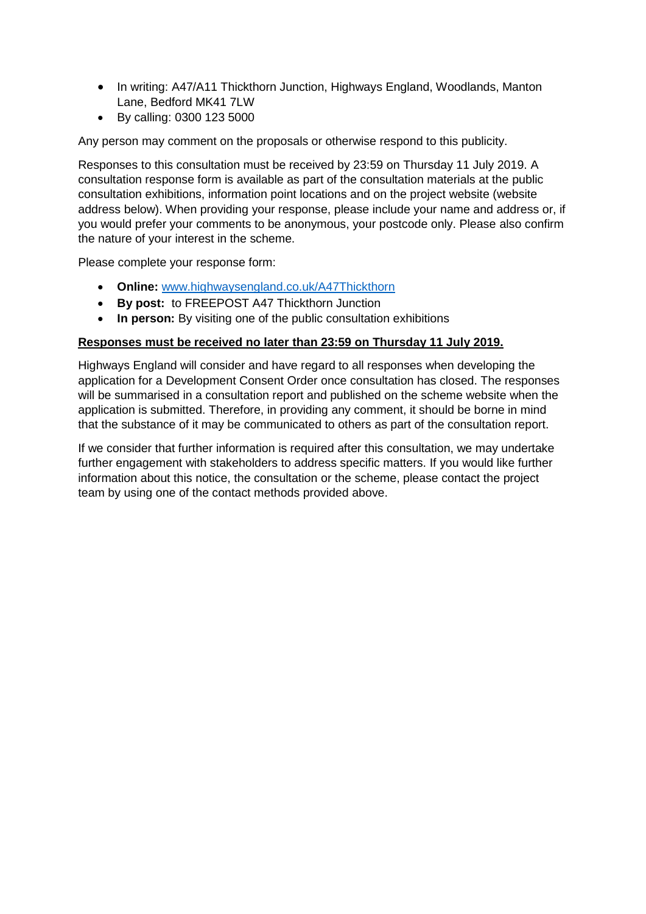- In writing: A47/A11 Thickthorn Junction, Highways England, Woodlands, Manton Lane, Bedford MK41 7LW
- By calling: 0300 123 5000

Any person may comment on the proposals or otherwise respond to this publicity.

Responses to this consultation must be received by 23:59 on Thursday 11 July 2019. A consultation response form is available as part of the consultation materials at the public consultation exhibitions, information point locations and on the project website (website address below). When providing your response, please include your name and address or, if you would prefer your comments to be anonymous, your postcode only. Please also confirm the nature of your interest in the scheme.

Please complete your response form:

- **Online:** www.highwaysengland.co.uk/A47Thickthorn
- **By post:** to FREEPOST A47 Thickthorn Junction
- **In person:** By visiting one of the public consultation exhibitions

**Responses must be received no later than 23:59 on Thursday 11 July 2019.**

Highways England will consider and have regard to all responses when developing the application for a Development Consent Order once consultation has closed. The responses will be summarised in a consultation report and published on the scheme website when the application is submitted. Therefore, in providing any comment, it should be borne in mind that the substance of it may be communicated to others as part of the consultation report.

If we consider that further information is required after this consultation, we may undertake further engagement with stakeholders to address specific matters. If you would like further information about this notice, the consultation or the scheme, please contact the project team by using one of the contact methods provided above.